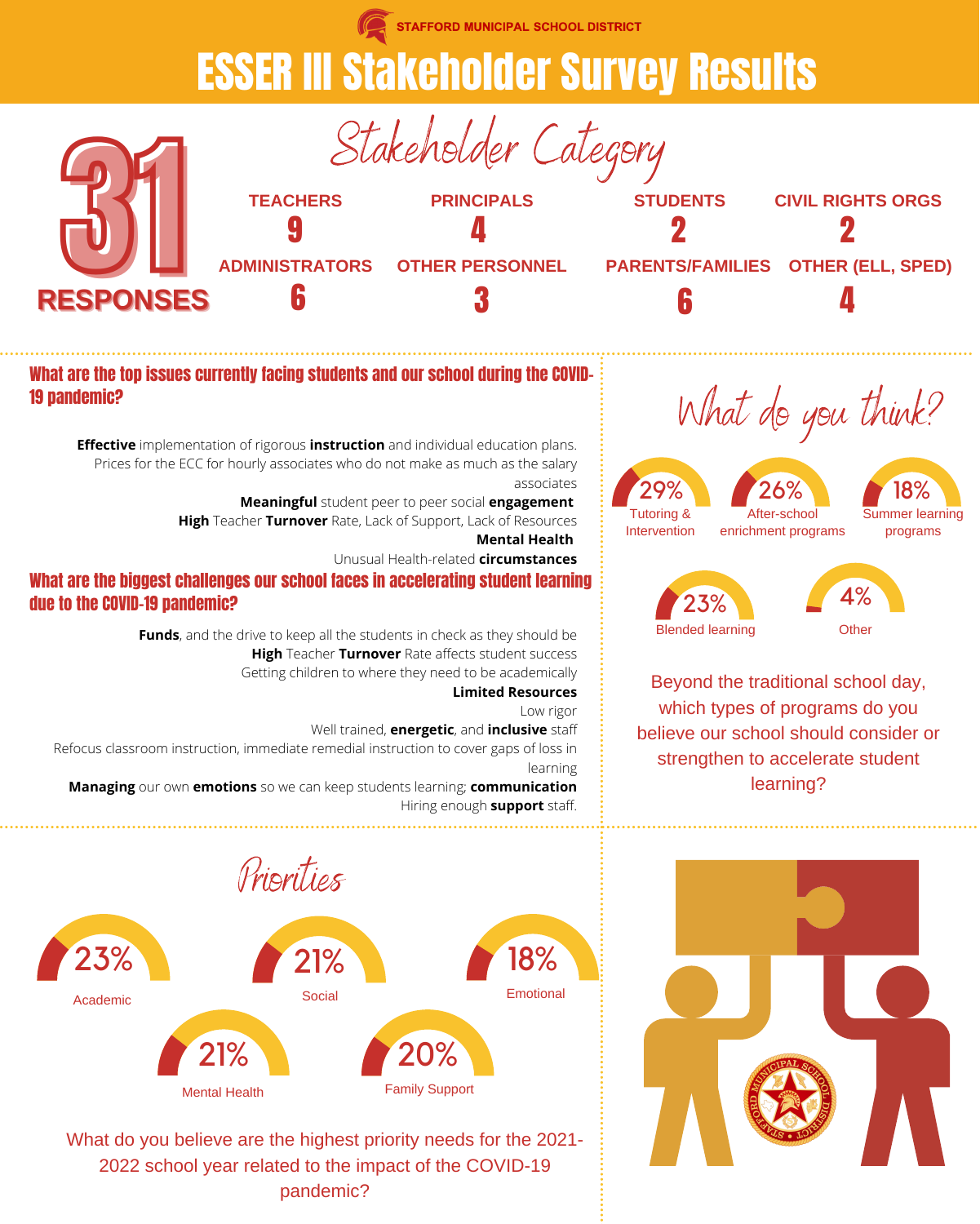STAFFORD MUNICIPAL SCHOOL DISTRICT

# ESSER III Stakeholder Survey Results

## 31 RESPONSES

### Stakeholder Category

| Category | Responses |
| --- | --- |
| TEACHERS | 9 |
| PRINCIPALS | 4 |
| STUDENTS | 2 |
| CIVIL RIGHTS ORGS | 2 |
| ADMINISTRATORS | 6 |
| OTHER PERSONNEL | 3 |
| PARENTS/FAMILIES | 6 |
| OTHER (ELL, SPED) | 4 |

### What are the top issues currently facing students and our school during the COVID-19 pandemic?

**Effective** implementation of rigorous **instruction** and individual education plans.

Prices for the ECC for hourly associates who do not make as much as the salary associates

**Meaningful** student peer to peer social **engagement**

**High** Teacher **Turnover** Rate, Lack of Support, Lack of Resources

**Mental Health**

Unusual Health-related **circumstances**

### What are the biggest challenges our school faces in accelerating student learning due to the COVID-19 pandemic?

**Funds**, and the drive to keep all the students in check as they should be

**High** Teacher **Turnover** Rate affects student success

Getting children to where they need to be academically

**Limited Resources**

Low rigor

Well trained, **energetic**, and **inclusive** staff

Refocus classroom instruction, immediate remedial instruction to cover gaps of loss in learning

**Managing** our own **emotions** so we can keep students learning; **communication**

Hiring enough **support** staff.

### What do you think?

Beyond the traditional school day, which types of programs do you believe our school should consider or strengthen to accelerate student learning?

| Program | Percentage |
| --- | --- |
| Tutoring & Intervention | 29% |
| After-school enrichment programs | 26% |
| Summer learning programs | 18% |
| Blended learning | 23% |
| Other | 4% |

### Priorities

What do you believe are the highest priority needs for the 2021-2022 school year related to the impact of the COVID-19 pandemic?

| Priority | Percentage |
| --- | --- |
| Academic | 23% |
| Social | 21% |
| Emotional | 18% |
| Mental Health | 21% |
| Family Support | 20% |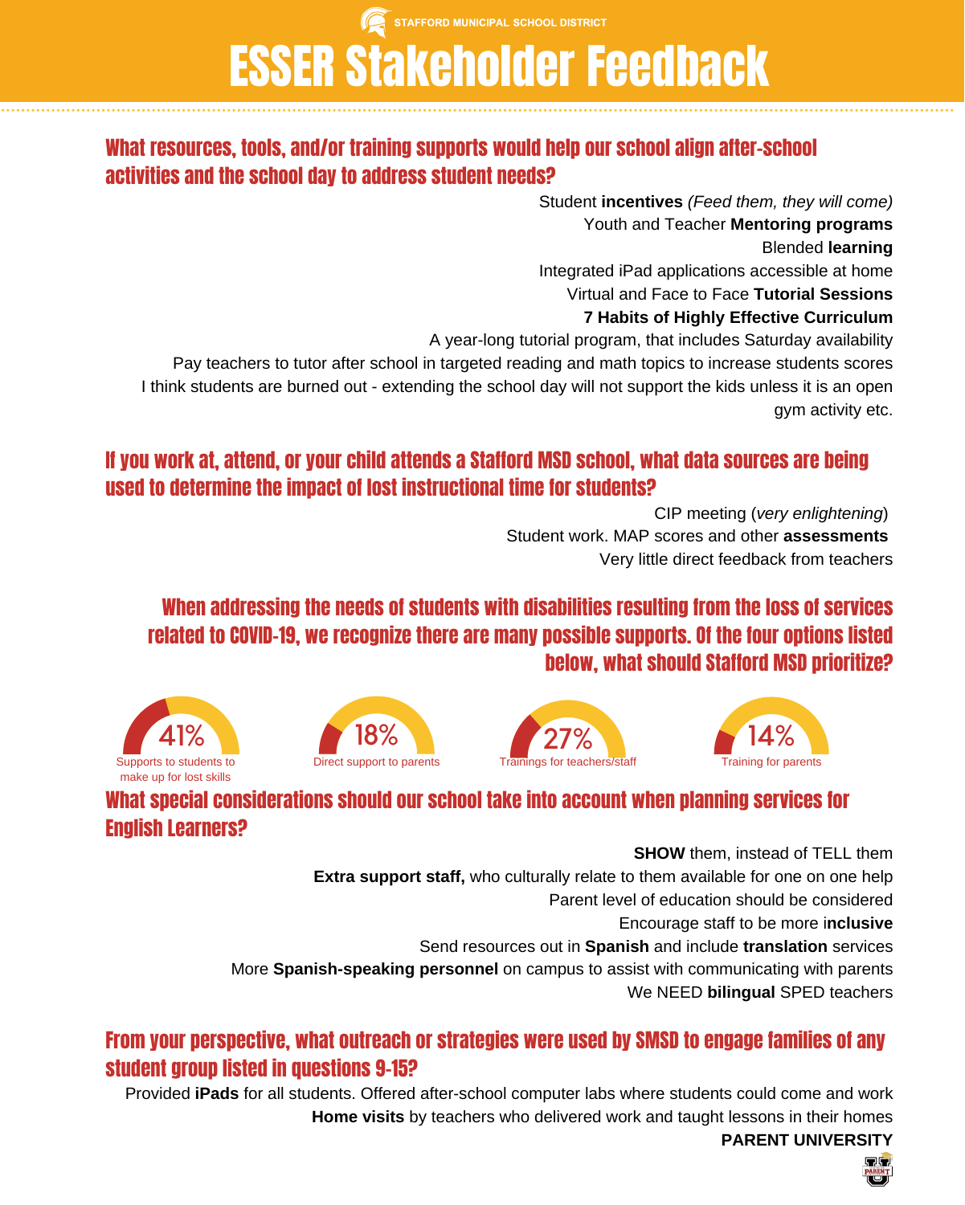STAFFORD MUNICIPAL SCHOOL DISTRICT

# ESSER Stakeholder Feedback

## What resources, tools, and/or training supports would help our school align after-school activities and the school day to address student needs?

Student **incentives** *(Feed them, they will come)*

Youth and Teacher **Mentoring programs**

Blended **learning**

Integrated iPad applications accessible at home

Virtual and Face to Face **Tutorial Sessions**

**7 Habits of Highly Effective Curriculum**

A year-long tutorial program, that includes Saturday availability

Pay teachers to tutor after school in targeted reading and math topics to increase students scores

I think students are burned out - extending the school day will not support the kids unless it is an open gym activity etc.

## If you work at, attend, or your child attends a Stafford MSD school, what data sources are being used to determine the impact of lost instructional time for students?

CIP meeting (*very enlightening*)

Student work. MAP scores and other **assessments**

Very little direct feedback from teachers

## When addressing the needs of students with disabilities resulting from the loss of services related to COVID-19, we recognize there are many possible supports. Of the four options listed below, what should Stafford MSD prioritize?

| Option | Percentage |
|---|---|
| Supports to students to make up for lost skills | 41% |
| Direct support to parents | 18% |
| Trainings for teachers/staff | 27% |
| Training for parents | 14% |

## What special considerations should our school take into account when planning services for English Learners?

**SHOW** them, instead of TELL them

**Extra support staff,** who culturally relate to them available for one on one help

Parent level of education should be considered

Encourage staff to be more i**nclusive**

Send resources out in **Spanish** and include **translation** services

More **Spanish-speaking personnel** on campus to assist with communicating with parents

We NEED **bilingual** SPED teachers

## From your perspective, what outreach or strategies were used by SMSD to engage families of any student group listed in questions 9-15?

Provided **iPads** for all students. Offered after-school computer labs where students could come and work

**Home visits** by teachers who delivered work and taught lessons in their homes

**PARENT UNIVERSITY**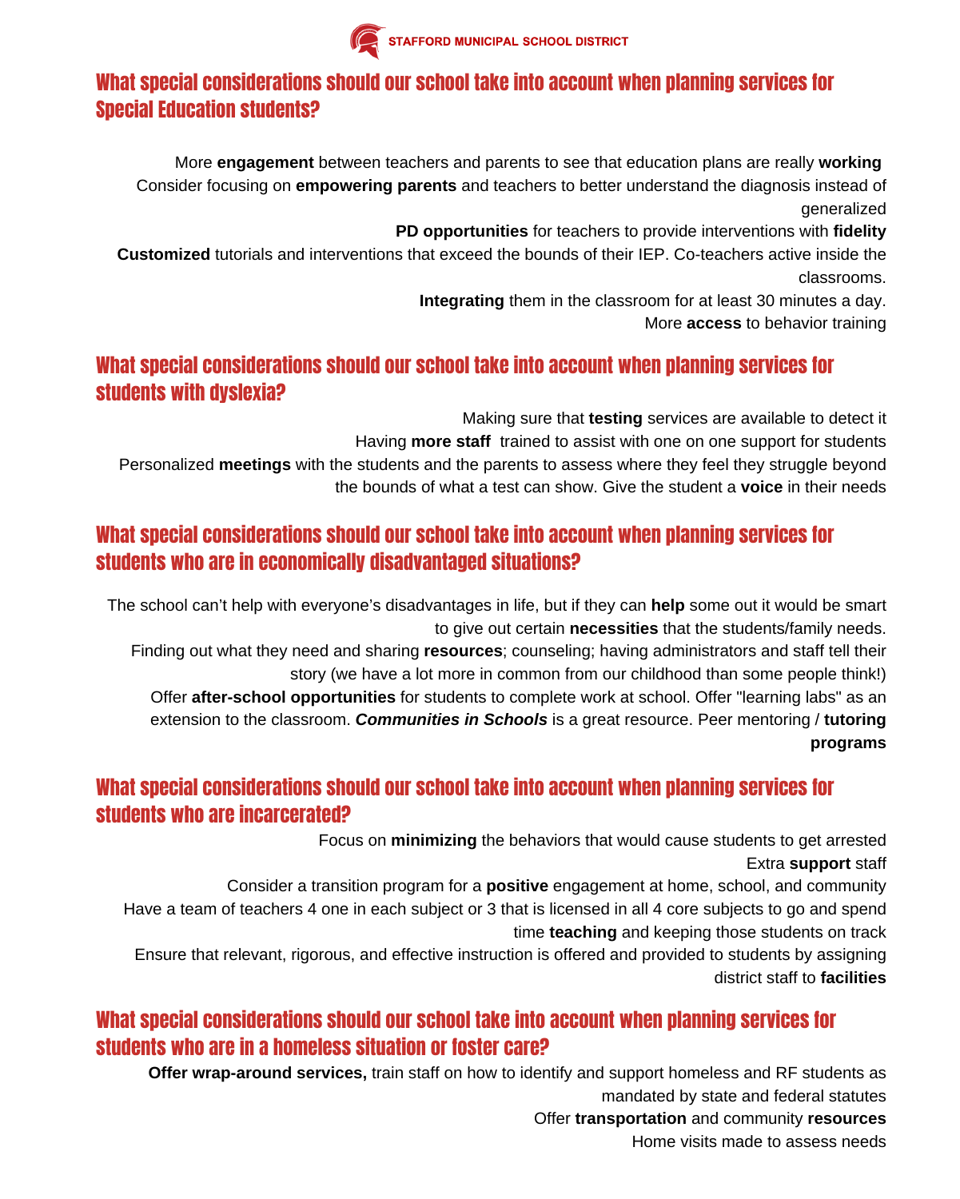## What special considerations should our school take into account when planning services for Special Education students?

More **engagement** between teachers and parents to see that education plans are really **working**

Consider focusing on **empowering parents** and teachers to better understand the diagnosis instead of generalized

**PD opportunities** for teachers to provide interventions with **fidelity**

**Customized** tutorials and interventions that exceed the bounds of their IEP. Co-teachers active inside the classrooms.

**Integrating** them in the classroom for at least 30 minutes a day.

More **access** to behavior training

## What special considerations should our school take into account when planning services for students with dyslexia?

Making sure that **testing** services are available to detect it

Having **more staff** trained to assist with one on one support for students

Personalized **meetings** with the students and the parents to assess where they feel they struggle beyond the bounds of what a test can show. Give the student a **voice** in their needs

## What special considerations should our school take into account when planning services for students who are in economically disadvantaged situations?

The school can't help with everyone's disadvantages in life, but if they can **help** some out it would be smart to give out certain **necessities** that the students/family needs.

Finding out what they need and sharing **resources**; counseling; having administrators and staff tell their story (we have a lot more in common from our childhood than some people think!)

Offer **after-school opportunities** for students to complete work at school. Offer "learning labs" as an extension to the classroom. ***Communities in Schools*** is a great resource. Peer mentoring / **tutoring programs**

## What special considerations should our school take into account when planning services for students who are incarcerated?

Focus on **minimizing** the behaviors that would cause students to get arrested

Extra **support** staff

Consider a transition program for a **positive** engagement at home, school, and community

Have a team of teachers 4 one in each subject or 3 that is licensed in all 4 core subjects to go and spend time **teaching** and keeping those students on track

Ensure that relevant, rigorous, and effective instruction is offered and provided to students by assigning district staff to **facilities**

## What special considerations should our school take into account when planning services for students who are in a homeless situation or foster care?

**Offer wrap-around services,** train staff on how to identify and support homeless and RF students as mandated by state and federal statutes

Offer **transportation** and community **resources**

Home visits made to assess needs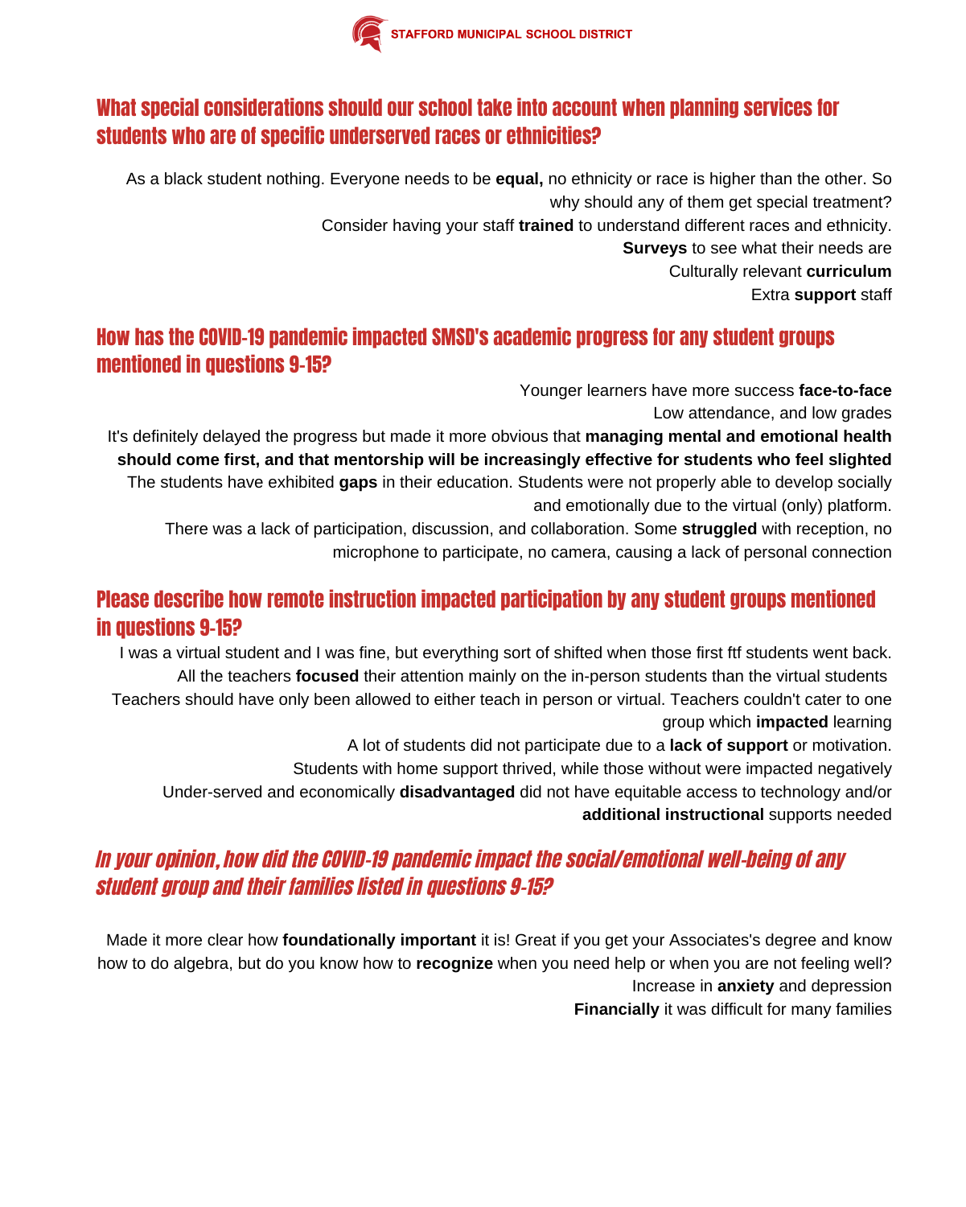## What special considerations should our school take into account when planning services for students who are of specific underserved races or ethnicities?

As a black student nothing. Everyone needs to be **equal,** no ethnicity or race is higher than the other. So why should any of them get special treatment?

Consider having your staff **trained** to understand different races and ethnicity.

**Surveys** to see what their needs are

Culturally relevant **curriculum**

Extra **support** staff

## How has the COVID-19 pandemic impacted SMSD's academic progress for any student groups mentioned in questions 9-15?

Younger learners have more success **face-to-face**

Low attendance, and low grades

It's definitely delayed the progress but made it more obvious that **managing mental and emotional health should come first, and that mentorship will be increasingly effective for students who feel slighted**

The students have exhibited **gaps** in their education. Students were not properly able to develop socially and emotionally due to the virtual (only) platform.

There was a lack of participation, discussion, and collaboration. Some **struggled** with reception, no microphone to participate, no camera, causing a lack of personal connection

## Please describe how remote instruction impacted participation by any student groups mentioned in questions 9-15?

I was a virtual student and I was fine, but everything sort of shifted when those first ftf students went back. All the teachers **focused** their attention mainly on the in-person students than the virtual students

Teachers should have only been allowed to either teach in person or virtual. Teachers couldn't cater to one group which **impacted** learning

A lot of students did not participate due to a **lack of support** or motivation.

Students with home support thrived, while those without were impacted negatively

Under-served and economically **disadvantaged** did not have equitable access to technology and/or **additional instructional** supports needed

## *In your opinion, how did the COVID-19 pandemic impact the social/emotional well-being of any student group and their families listed in questions 9-15?*

Made it more clear how **foundationally important** it is! Great if you get your Associates's degree and know how to do algebra, but do you know how to **recognize** when you need help or when you are not feeling well?

Increase in **anxiety** and depression

**Financially** it was difficult for many families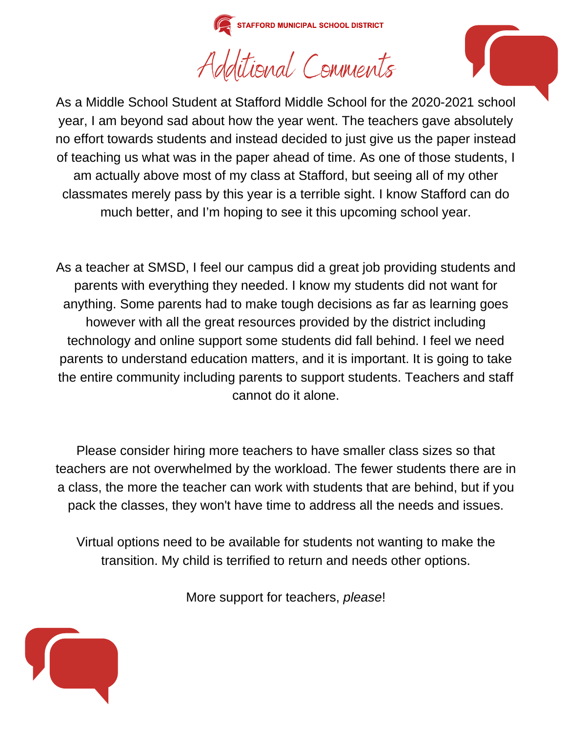STAFFORD MUNICIPAL SCHOOL DISTRICT

# Additional Comments

As a Middle School Student at Stafford Middle School for the 2020-2021 school year, I am beyond sad about how the year went. The teachers gave absolutely no effort towards students and instead decided to just give us the paper instead of teaching us what was in the paper ahead of time. As one of those students, I am actually above most of my class at Stafford, but seeing all of my other classmates merely pass by this year is a terrible sight. I know Stafford can do much better, and I'm hoping to see it this upcoming school year.

As a teacher at SMSD, I feel our campus did a great job providing students and parents with everything they needed. I know my students did not want for anything. Some parents had to make tough decisions as far as learning goes however with all the great resources provided by the district including technology and online support some students did fall behind. I feel we need parents to understand education matters, and it is important. It is going to take the entire community including parents to support students. Teachers and staff cannot do it alone.

Please consider hiring more teachers to have smaller class sizes so that teachers are not overwhelmed by the workload. The fewer students there are in a class, the more the teacher can work with students that are behind, but if you pack the classes, they won't have time to address all the needs and issues.

Virtual options need to be available for students not wanting to make the transition. My child is terrified to return and needs other options.

More support for teachers, *please*!